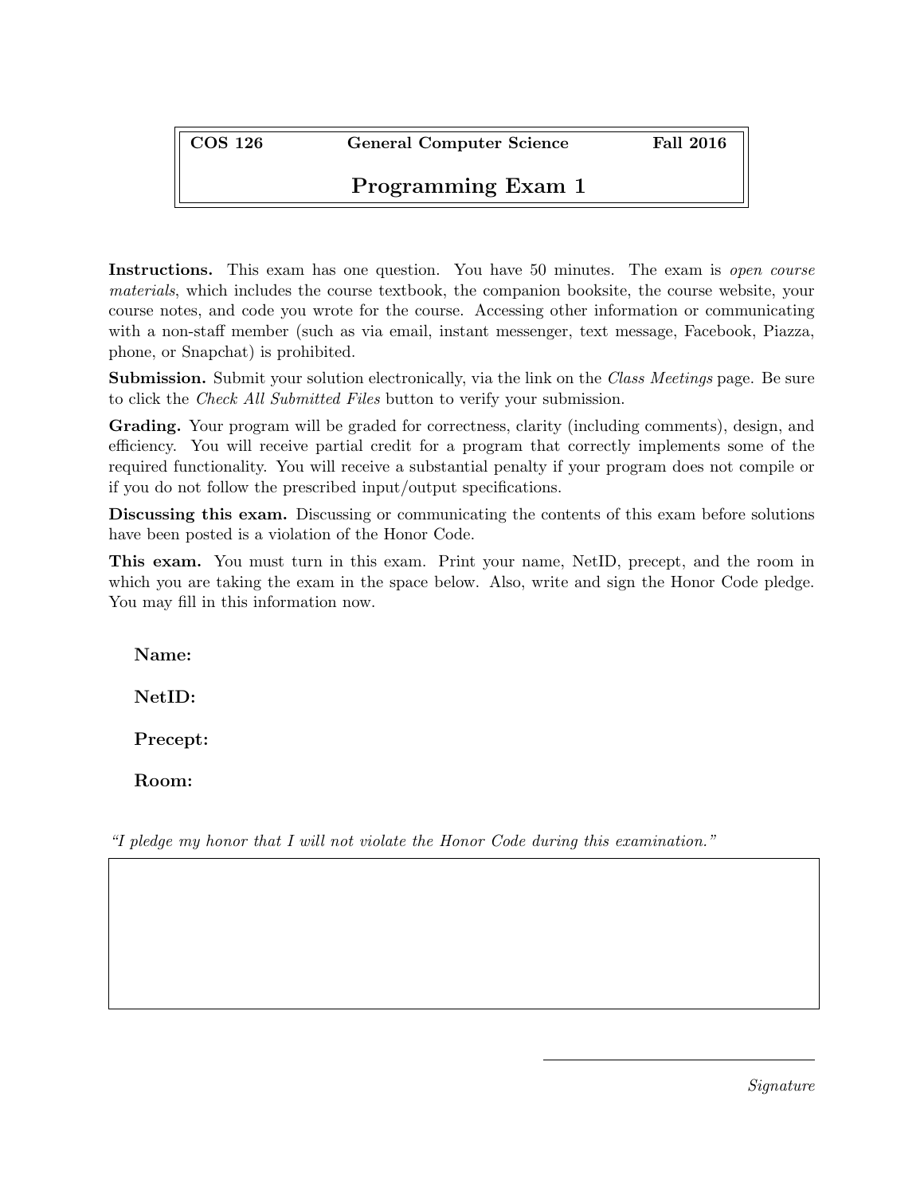| COS 126 | General Computer Science | Fall 2016 |
| --- | --- | --- |

# Programming Exam 1

**Instructions.** This exam has one question. You have 50 minutes. The exam is *open course materials*, which includes the course textbook, the companion booksite, the course website, your course notes, and code you wrote for the course. Accessing other information or communicating with a non-staff member (such as via email, instant messenger, text message, Facebook, Piazza, phone, or Snapchat) is prohibited.

**Submission.** Submit your solution electronically, via the link on the *Class Meetings* page. Be sure to click the *Check All Submitted Files* button to verify your submission.

**Grading.** Your program will be graded for correctness, clarity (including comments), design, and efficiency. You will receive partial credit for a program that correctly implements some of the required functionality. You will receive a substantial penalty if your program does not compile or if you do not follow the prescribed input/output specifications.

**Discussing this exam.** Discussing or communicating the contents of this exam before solutions have been posted is a violation of the Honor Code.

**This exam.** You must turn in this exam. Print your name, NetID, precept, and the room in which you are taking the exam in the space below. Also, write and sign the Honor Code pledge. You may fill in this information now.

**Name:**

**NetID:**

**Precept:**

**Room:**

*"I pledge my honor that I will not violate the Honor Code during this examination."*

*Signature*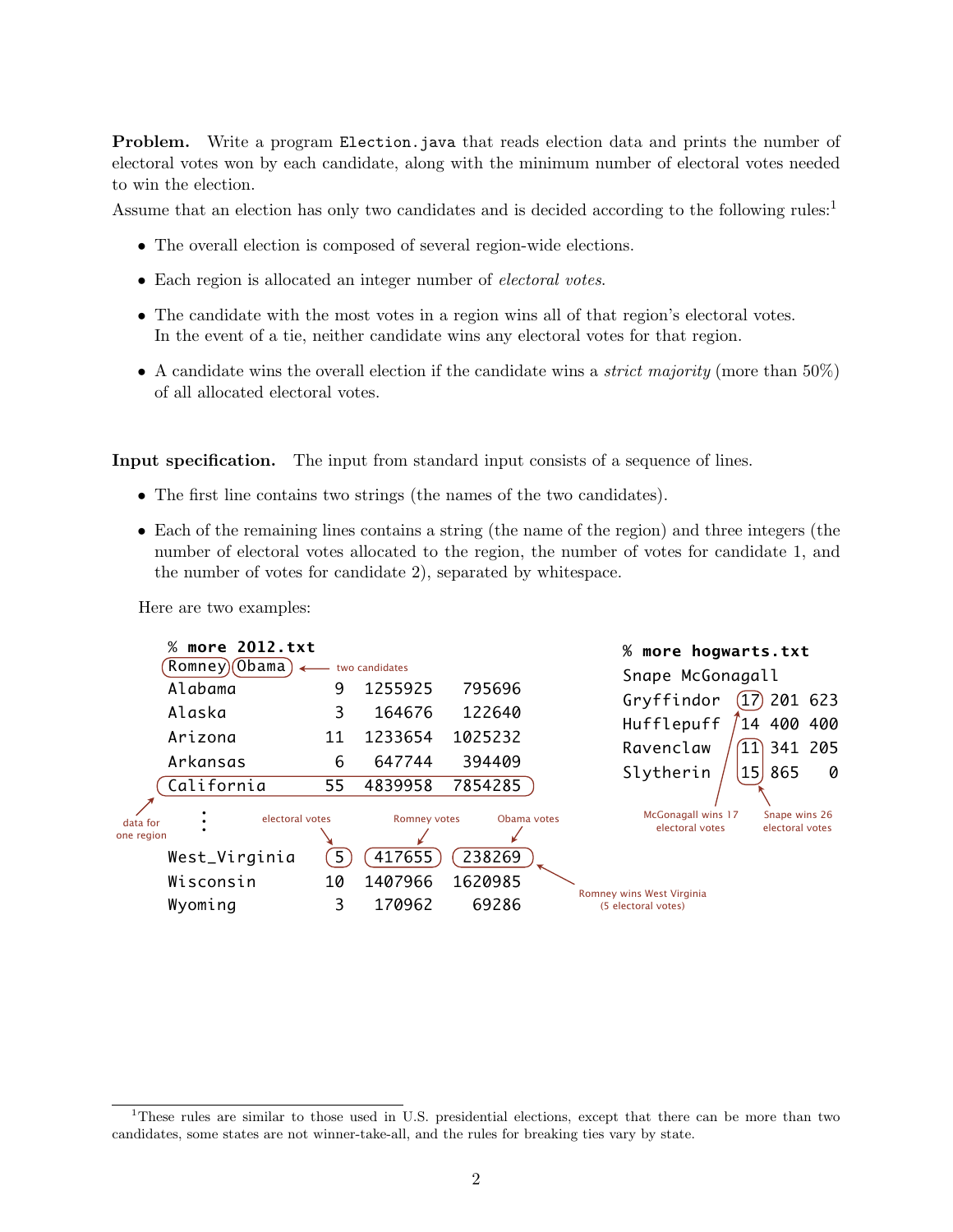**Problem.** Write a program `Election.java` that reads election data and prints the number of electoral votes won by each candidate, along with the minimum number of electoral votes needed to win the election.

Assume that an election has only two candidates and is decided according to the following rules:[1]

- The overall election is composed of several region-wide elections.
- Each region is allocated an integer number of *electoral votes*.
- The candidate with the most votes in a region wins all of that region's electoral votes. In the event of a tie, neither candidate wins any electoral votes for that region.
- A candidate wins the overall election if the candidate wins a *strict majority* (more than 50%) of all allocated electoral votes.

**Input specification.** The input from standard input consists of a sequence of lines.

- The first line contains two strings (the names of the two candidates).
- Each of the remaining lines contains a string (the name of the region) and three integers (the number of electoral votes allocated to the region, the number of votes for candidate 1, and the number of votes for candidate 2), separated by whitespace.

Here are two examples:

```
% more 2012.txt
Romney Obama
Alabama          9  1255925   795696
Alaska           3   164676   122640
Arizona         11  1233654  1025232
Arkansas         6   647744   394409
California      55  4839958  7854285
   :
West_Virginia    5   417655   238269
Wisconsin       10  1407966  1620985
Wyoming          3   170962    69286
```

Annotations: "two candidates" (Romney Obama); "data for one region" (California line); "electoral votes" (5); "Romney votes" (417655); "Obama votes" (238269); "Romney wins West Virginia (5 electoral votes)".

```
% more hogwarts.txt
Snape McGonagall
Gryffindor  17 201 623
Hufflepuff  14 400 400
Ravenclaw   11 341 205
Slytherin   15 865   0
```

Annotations: "McGonagall wins 17 electoral votes"; "Snape wins 26 electoral votes".

---

[1] These rules are similar to those used in U.S. presidential elections, except that there can be more than two candidates, some states are not winner-take-all, and the rules for breaking ties vary by state.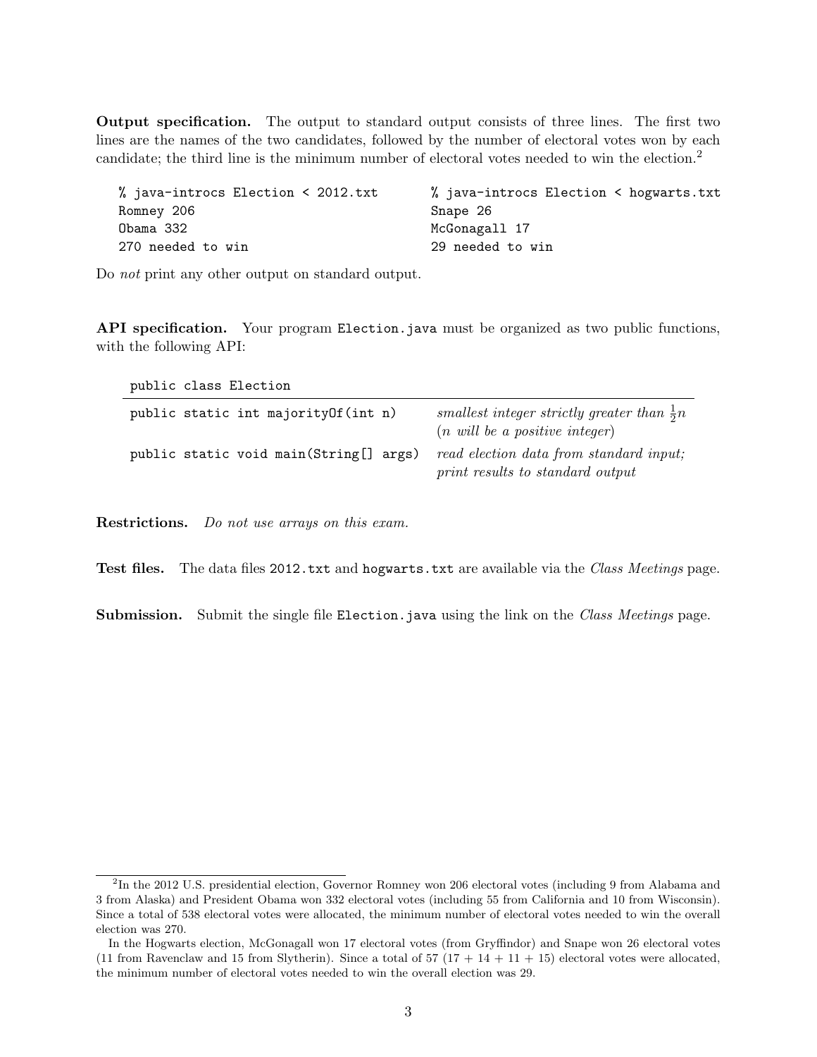**Output specification.** The output to standard output consists of three lines. The first two lines are the names of the two candidates, followed by the number of electoral votes won by each candidate; the third line is the minimum number of electoral votes needed to win the election.[2]

```
% java-introcs Election < 2012.txt
Romney 206
Obama 332
270 needed to win
```

```
% java-introcs Election < hogwarts.txt
Snape 26
McGonagall 17
29 needed to win
```

Do *not* print any other output on standard output.

**API specification.** Your program `Election.java` must be organized as two public functions, with the following API:

| public class Election | |
|---|---|
| `public static int majorityOf(int n)` | *smallest integer strictly greater than* $\frac{1}{2}n$ (*$n$ will be a positive integer*) |
| `public static void main(String[] args)` | *read election data from standard input; print results to standard output* |

**Restrictions.** *Do not use arrays on this exam.*

**Test files.** The data files `2012.txt` and `hogwarts.txt` are available via the *Class Meetings* page.

**Submission.** Submit the single file `Election.java` using the link on the *Class Meetings* page.

---

[2] In the 2012 U.S. presidential election, Governor Romney won 206 electoral votes (including 9 from Alabama and 3 from Alaska) and President Obama won 332 electoral votes (including 55 from California and 10 from Wisconsin). Since a total of 538 electoral votes were allocated, the minimum number of electoral votes needed to win the overall election was 270.

In the Hogwarts election, McGonagall won 17 electoral votes (from Gryffindor) and Snape won 26 electoral votes (11 from Ravenclaw and 15 from Slytherin). Since a total of 57 (17 + 14 + 11 + 15) electoral votes were allocated, the minimum number of electoral votes needed to win the overall election was 29.